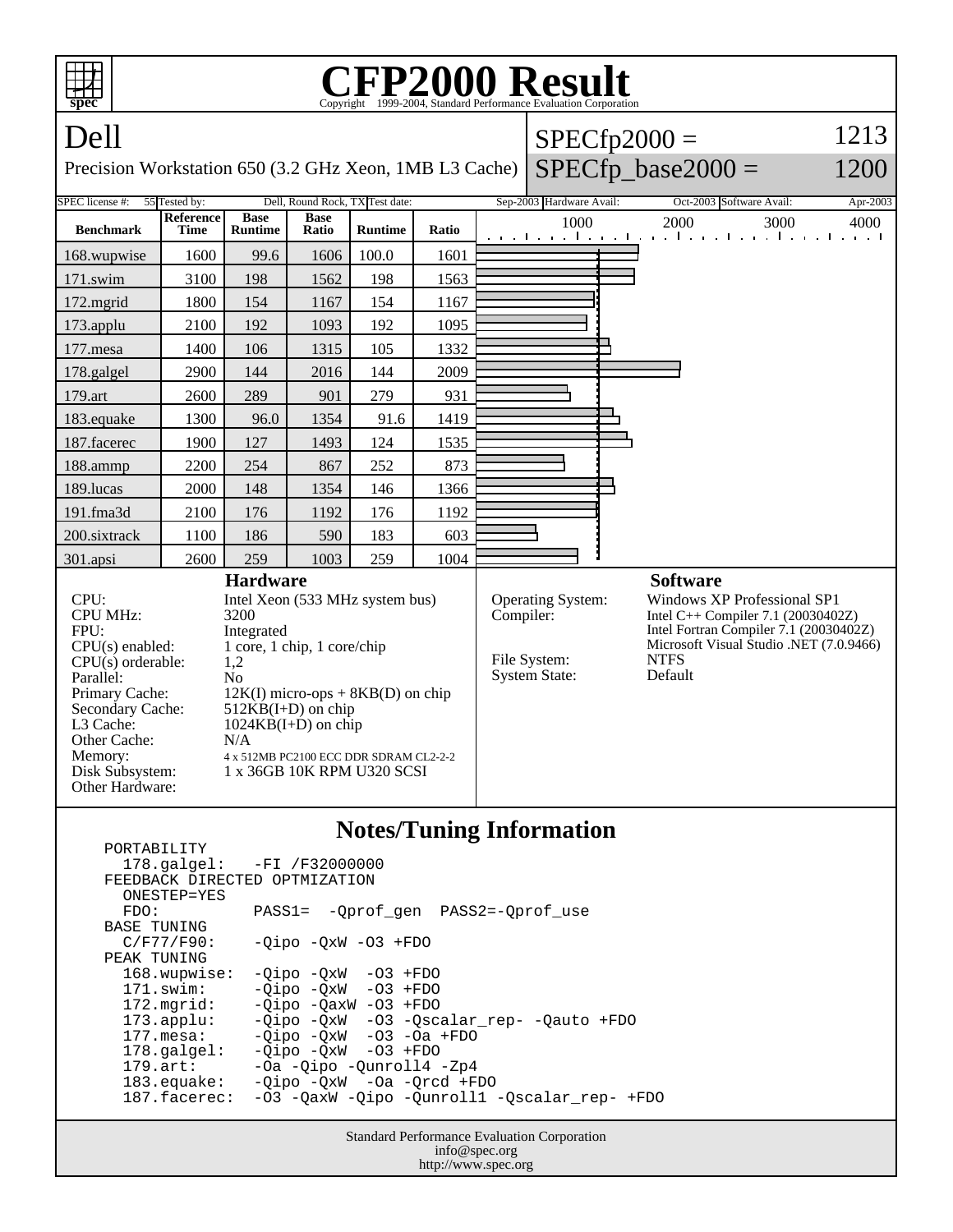# CFP2000 Result

Copyright 1999-2004, Standard Performance Evaluation Corporation

## Dell

Precision Workstation 650 (3.2 GHz Xeon, 1MB L3 Cache)

SPECfp2000 = 1213

SPECfp_base2000 = 1200

SPEC license #: 55 | Tested by: Dell, Round Rock, TX | Test date: Sep-2003 | Hardware Avail: Oct-2003 | Software Avail: Apr-2003

| Benchmark | Reference Time | Base Runtime | Base Ratio | Runtime | Ratio |
|---|---|---|---|---|---|
| 168.wupwise | 1600 | 99.6 | 1606 | 100.0 | 1601 |
| 171.swim | 3100 | 198 | 1562 | 198 | 1563 |
| 172.mgrid | 1800 | 154 | 1167 | 154 | 1167 |
| 173.applu | 2100 | 192 | 1093 | 192 | 1095 |
| 177.mesa | 1400 | 106 | 1315 | 105 | 1332 |
| 178.galgel | 2900 | 144 | 2016 | 144 | 2009 |
| 179.art | 2600 | 289 | 901 | 279 | 931 |
| 183.equake | 1300 | 96.0 | 1354 | 91.6 | 1419 |
| 187.facerec | 1900 | 127 | 1493 | 124 | 1535 |
| 188.ammp | 2200 | 254 | 867 | 252 | 873 |
| 189.lucas | 2000 | 148 | 1354 | 146 | 1366 |
| 191.fma3d | 2100 | 176 | 1192 | 176 | 1192 |
| 200.sixtrack | 1100 | 186 | 590 | 183 | 603 |
| 301.apsi | 2600 | 259 | 1003 | 259 | 1004 |

### Hardware

- CPU: Intel Xeon (533 MHz system bus)
- CPU MHz: 3200
- FPU: Integrated
- CPU(s) enabled: 1 core, 1 chip, 1 core/chip
- CPU(s) orderable: 1,2
- Parallel: No
- Primary Cache: 12K(I) micro-ops + 8KB(D) on chip
- Secondary Cache: 512KB(I+D) on chip
- L3 Cache: 1024KB(I+D) on chip
- Other Cache: N/A
- Memory: 4 x 512MB PC2100 ECC DDR SDRAM CL2-2-2
- Disk Subsystem: 1 x 36GB 10K RPM U320 SCSI
- Other Hardware:

### Software

- Operating System: Windows XP Professional SP1
- Compiler: Intel C++ Compiler 7.1 (20030402Z)
  Intel Fortran Compiler 7.1 (20030402Z)
  Microsoft Visual Studio .NET (7.0.9466)
- File System: NTFS
- System State: Default

### Notes/Tuning Information

```
PORTABILITY
  178.galgel:   -FI /F32000000
FEEDBACK DIRECTED OPTMIZATION
  ONESTEP=YES
  FDO:          PASS1=  -Qprof_gen  PASS2=-Qprof_use
BASE TUNING
  C/F77/F90:    -Qipo -QxW -O3 +FDO
PEAK TUNING
  168.wupwise:  -Qipo -QxW  -O3 +FDO
  171.swim:     -Qipo -QxW  -O3 +FDO
  172.mgrid:    -Qipo -QaxW -O3 +FDO
  173.applu:    -Qipo -QxW  -O3 -Qscalar_rep- -Qauto +FDO
  177.mesa:     -Qipo -QxW  -O3 -Oa +FDO
  178.galgel:   -Qipo -QxW  -O3 +FDO
  179.art:      -Oa -Qipo -Qunroll4 -Zp4
  183.equake:   -Qipo -QxW  -Oa -Qrcd +FDO
  187.facerec:  -O3 -QaxW -Qipo -Qunroll1 -Qscalar_rep- +FDO
```

Standard Performance Evaluation Corporation
info@spec.org
http://www.spec.org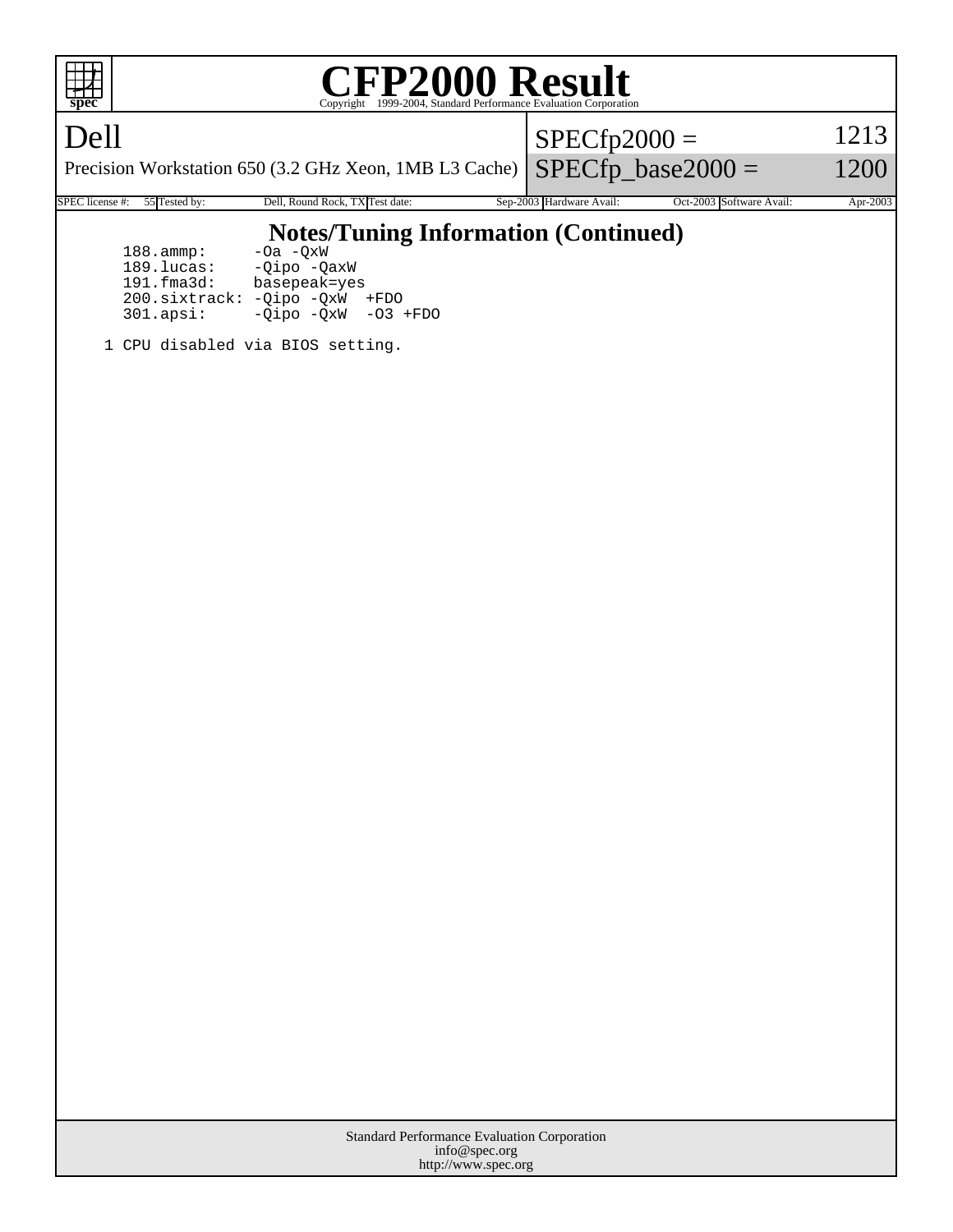# CFP2000 Result

Copyright 1999-2004, Standard Performance Evaluation Corporation

**Dell**

Precision Workstation 650 (3.2 GHz Xeon, 1MB L3 Cache)

SPECfp2000 = 1213

SPECfp_base2000 = 1200

| SPEC license #: | 55 | Tested by: | Dell, Round Rock, TX | Test date: | Sep-2003 | Hardware Avail: | Oct-2003 | Software Avail: | Apr-2003 |
|---|---|---|---|---|---|---|---|---|---|

## Notes/Tuning Information (Continued)

```
      188.ammp:      -Oa -QxW
      189.lucas:     -Qipo -QaxW
      191.fma3d:     basepeak=yes
      200.sixtrack: -Qipo -QxW  +FDO
      301.apsi:      -Qipo -QxW  -O3 +FDO

    1 CPU disabled via BIOS setting.
```

Standard Performance Evaluation Corporation
info@spec.org
http://www.spec.org